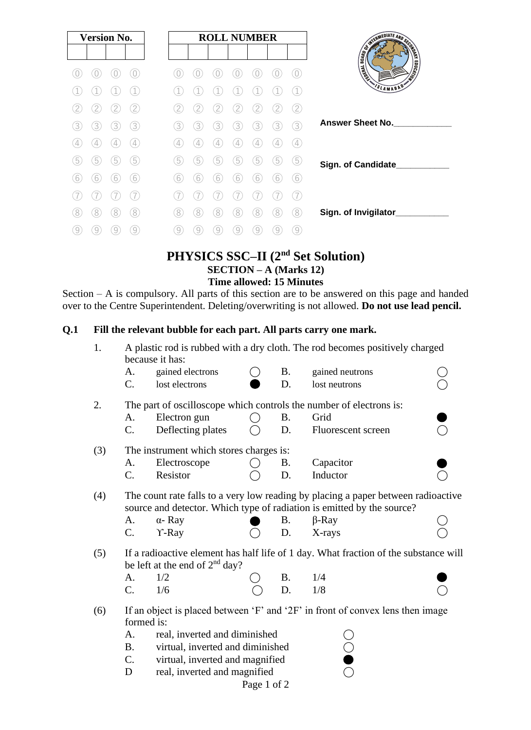| Version No. | | | |
|---|---|---|---|
| | | | |

| ROLL NUMBER | | | | | | |
|---|---|---|---|---|---|---|
| | | | | | | |

Answer Sheet No.____________

Sign. of Candidate___________

Sign. of Invigilator___________

# PHYSICS SSC–II (2nd Set Solution)

## SECTION – A (Marks 12)

## Time allowed: 15 Minutes

Section – A is compulsory. All parts of this section are to be answered on this page and handed over to the Centre Superintendent. Deleting/overwriting is not allowed. **Do not use lead pencil.**

**Q.1 Fill the relevant bubble for each part. All parts carry one mark.**

1. A plastic rod is rubbed with a dry cloth. The rod becomes positively charged because it has:
   - A. gained electrons ○
   - B. gained neutrons ○
   - C. lost electrons ●
   - D. lost neutrons ○

2. The part of oscilloscope which controls the number of electrons is:
   - A. Electron gun ○
   - B. Grid ●
   - C. Deflecting plates ○
   - D. Fluorescent screen ○

(3) The instrument which stores charges is:
   - A. Electroscope ○
   - B. Capacitor ●
   - C. Resistor ○
   - D. Inductor ○

(4) The count rate falls to a very low reading by placing a paper between radioactive source and detector. Which type of radiation is emitted by the source?
   - A. α- Ray ●
   - B. β-Ray ○
   - C. ϒ-Ray ○
   - D. X-rays ○

(5) If a radioactive element has half life of 1 day. What fraction of the substance will be left at the end of 2nd day?
   - A. 1/2 ○
   - B. 1/4 ●
   - C. 1/6 ○
   - D. 1/8 ○

(6) If an object is placed between 'F' and '2F' in front of convex lens then image formed is:
   - A. real, inverted and diminished ○
   - B. virtual, inverted and diminished ○
   - C. virtual, inverted and magnified ●
   - D real, inverted and magnified ○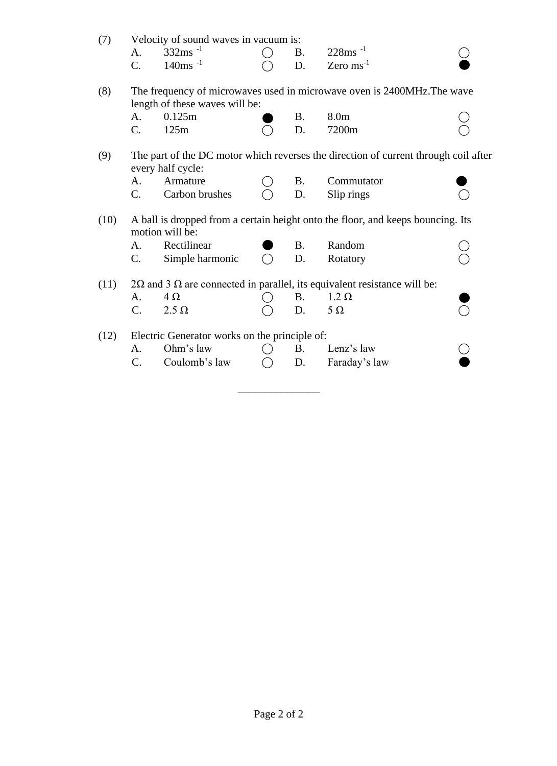(7) Velocity of sound waves in vacuum is:

| | | | | | |
|---|---|---|---|---|---|
| A. | $332ms^{-1}$ | ◯ | B. | $228ms^{-1}$ | ◯ |
| C. | $140ms^{-1}$ | ◯ | D. | Zero $ms^{-1}$ | ● |

(8) The frequency of microwaves used in microwave oven is 2400MHz.The wave length of these waves will be:

| | | | | | |
|---|---|---|---|---|---|
| A. | 0.125m | ● | B. | 8.0m | ◯ |
| C. | 125m | ◯ | D. | 7200m | ◯ |

(9) The part of the DC motor which reverses the direction of current through coil after every half cycle:

| | | | | | |
|---|---|---|---|---|---|
| A. | Armature | ◯ | B. | Commutator | ● |
| C. | Carbon brushes | ◯ | D. | Slip rings | ◯ |

(10) A ball is dropped from a certain height onto the floor, and keeps bouncing. Its motion will be:

| | | | | | |
|---|---|---|---|---|---|
| A. | Rectilinear | ● | B. | Random | ◯ |
| C. | Simple harmonic | ◯ | D. | Rotatory | ◯ |

(11) $2\Omega$ and $3\ \Omega$ are connected in parallel, its equivalent resistance will be:

| | | | | | |
|---|---|---|---|---|---|
| A. | $4\ \Omega$ | ◯ | B. | $1.2\ \Omega$ | ● |
| C. | $2.5\ \Omega$ | ◯ | D. | $5\ \Omega$ | ◯ |

(12) Electric Generator works on the principle of:

| | | | | | |
|---|---|---|---|---|---|
| A. | Ohm's law | ◯ | B. | Lenz's law | ◯ |
| C. | Coulomb's law | ◯ | D. | Faraday's law | ● |

_______________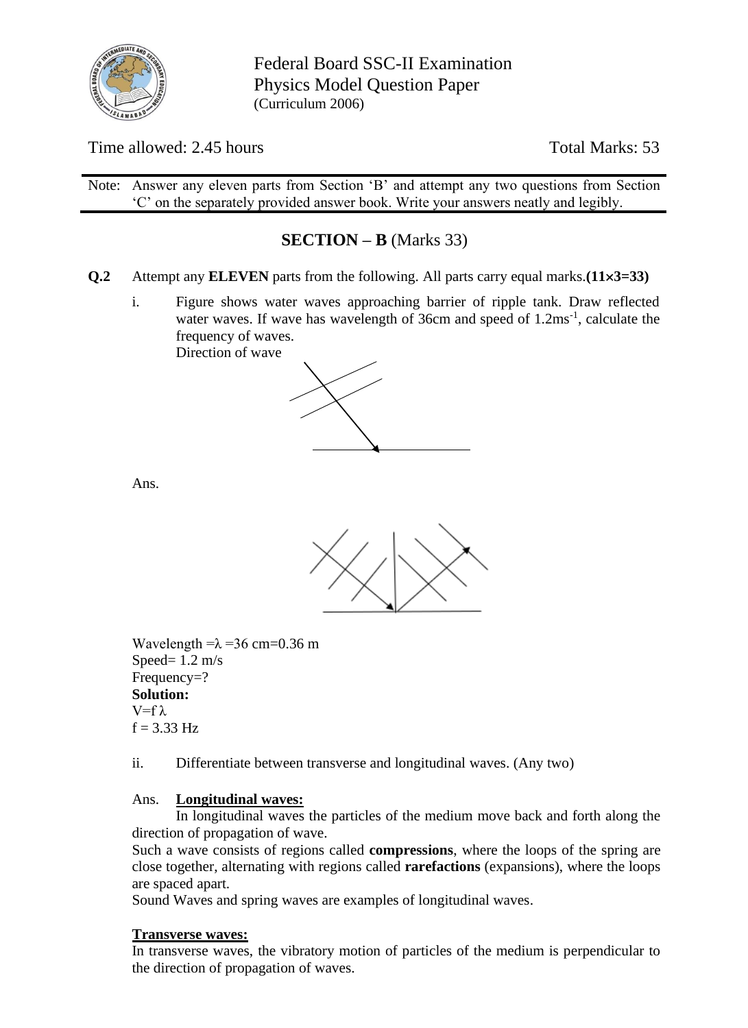Federal Board SSC-II Examination
Physics Model Question Paper
(Curriculum 2006)

Time allowed: 2.45 hours

Total Marks: 53

Note: Answer any eleven parts from Section 'B' and attempt any two questions from Section 'C' on the separately provided answer book. Write your answers neatly and legibly.

## SECTION – B (Marks 33)

**Q.2** Attempt any **ELEVEN** parts from the following. All parts carry equal marks.**(11×3=33)**

i. Figure shows water waves approaching barrier of ripple tank. Draw reflected water waves. If wave has wavelength of 36cm and speed of $1.2ms^{-1}$, calculate the frequency of waves.

Direction of wave

Ans.

Wavelength $=\lambda = 36$ cm=0.36 m
Speed= 1.2 m/s
Frequency=?
**Solution:**
$V = f\lambda$
$f = 3.33$ Hz

ii. Differentiate between transverse and longitudinal waves. (Any two)

Ans. **Longitudinal waves:**

In longitudinal waves the particles of the medium move back and forth along the direction of propagation of wave.

Such a wave consists of regions called **compressions**, where the loops of the spring are close together, alternating with regions called **rarefactions** (expansions), where the loops are spaced apart.

Sound Waves and spring waves are examples of longitudinal waves.

**Transverse waves:**

In transverse waves, the vibratory motion of particles of the medium is perpendicular to the direction of propagation of waves.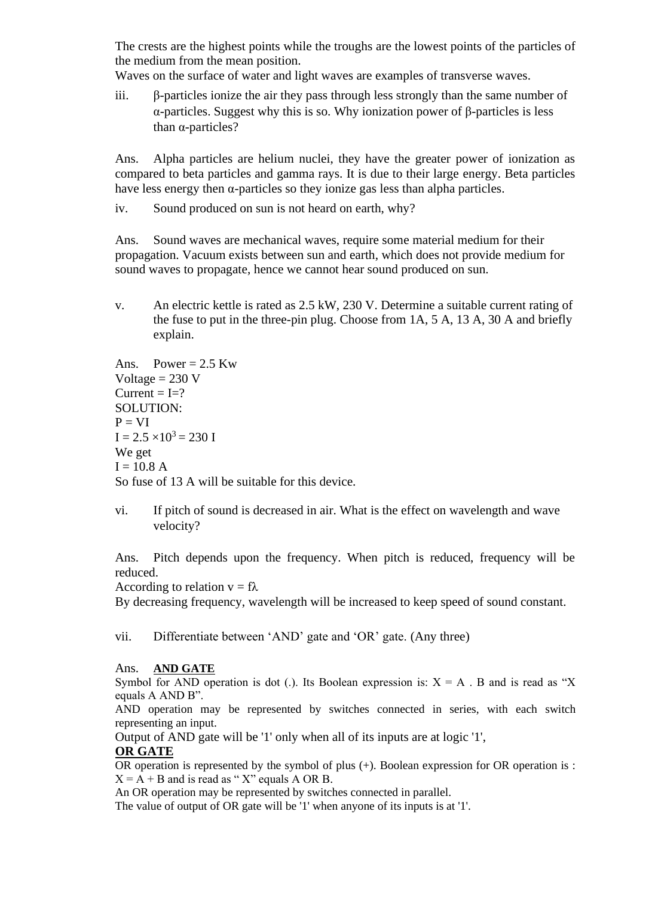The crests are the highest points while the troughs are the lowest points of the particles of the medium from the mean position.
Waves on the surface of water and light waves are examples of transverse waves.

iii. β-particles ionize the air they pass through less strongly than the same number of α-particles. Suggest why this is so. Why ionization power of β-particles is less than α-particles?

Ans. Alpha particles are helium nuclei, they have the greater power of ionization as compared to beta particles and gamma rays. It is due to their large energy. Beta particles have less energy then α-particles so they ionize gas less than alpha particles.

iv. Sound produced on sun is not heard on earth, why?

Ans. Sound waves are mechanical waves, require some material medium for their propagation. Vacuum exists between sun and earth, which does not provide medium for sound waves to propagate, hence we cannot hear sound produced on sun.

v. An electric kettle is rated as 2.5 kW, 230 V. Determine a suitable current rating of the fuse to put in the three-pin plug. Choose from 1A, 5 A, 13 A, 30 A and briefly explain.

Ans. Power = 2.5 Kw
Voltage = 230 V
Current = I=?
SOLUTION:
$P = VI$
$I = 2.5 \times 10^3 = 230\ I$
We get
$I = 10.8$ A
So fuse of 13 A will be suitable for this device.

vi. If pitch of sound is decreased in air. What is the effect on wavelength and wave velocity?

Ans. Pitch depends upon the frequency. When pitch is reduced, frequency will be reduced.
According to relation $v = f\lambda$
By decreasing frequency, wavelength will be increased to keep speed of sound constant.

vii. Differentiate between 'AND' gate and 'OR' gate. (Any three)

Ans. **AND GATE**

Symbol for AND operation is dot (.). Its Boolean expression is: $X = A . B$ and is read as "X equals A AND B".
AND operation may be represented by switches connected in series, with each switch representing an input.
Output of AND gate will be '1' only when all of its inputs are at logic '1',

**OR GATE**

OR operation is represented by the symbol of plus (+). Boolean expression for OR operation is : $X = A + B$ and is read as " X" equals A OR B.
An OR operation may be represented by switches connected in parallel.
The value of output of OR gate will be '1' when anyone of its inputs is at '1'.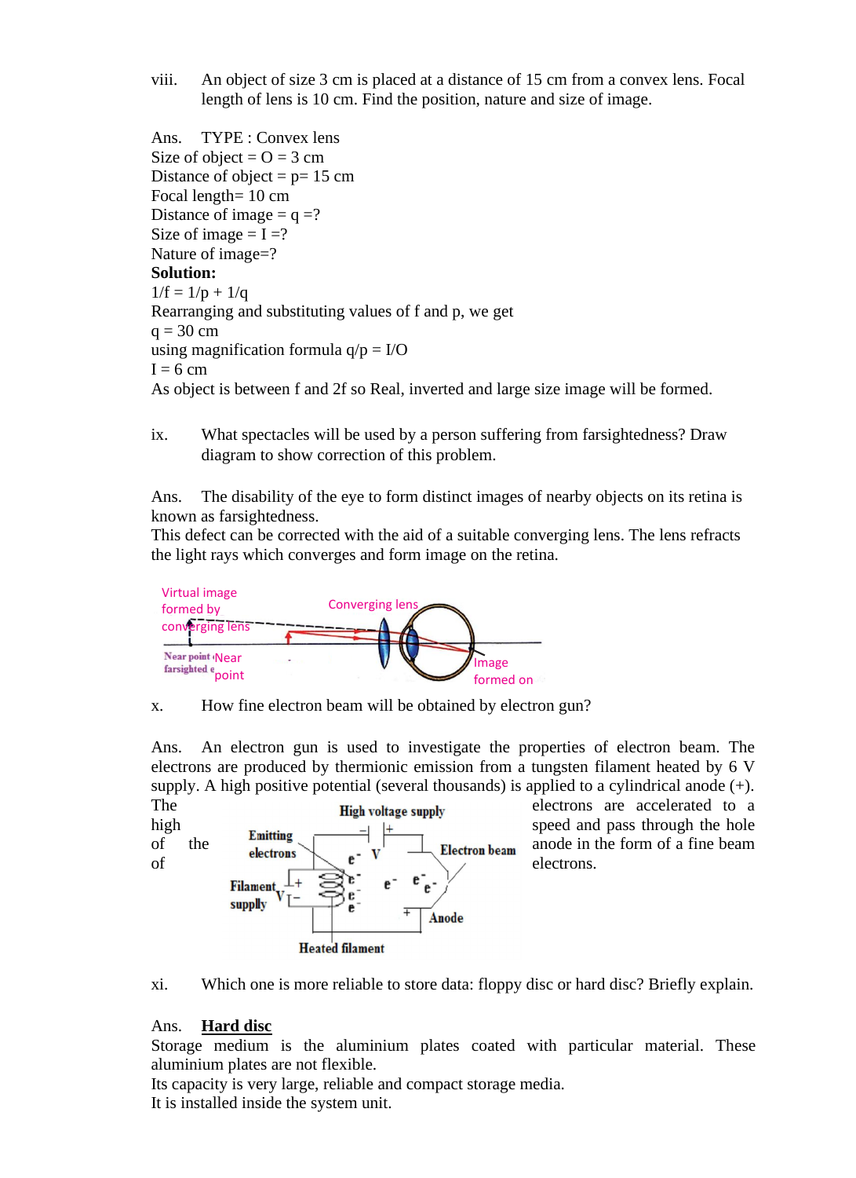viii. An object of size 3 cm is placed at a distance of 15 cm from a convex lens. Focal length of lens is 10 cm. Find the position, nature and size of image.

Ans. TYPE : Convex lens
Size of object = O = 3 cm
Distance of object = p= 15 cm
Focal length= 10 cm
Distance of image = q =?
Size of image = I =?
Nature of image=?

**Solution:**

$1/f = 1/p + 1/q$

Rearranging and substituting values of f and p, we get

$q = 30$ cm

using magnification formula $q/p = I/O$

$I = 6$ cm

As object is between f and 2f so Real, inverted and large size image will be formed.

ix. What spectacles will be used by a person suffering from farsightedness? Draw diagram to show correction of this problem.

Ans. The disability of the eye to form distinct images of nearby objects on its retina is known as farsightedness.
This defect can be corrected with the aid of a suitable converging lens. The lens refracts the light rays which converges and form image on the retina.

Virtual image formed by converging lens — Converging lens — Near point farsighted eye — Near point — Image formed on

x. How fine electron beam will be obtained by electron gun?

Ans. An electron gun is used to investigate the properties of electron beam. The electrons are produced by thermionic emission from a tungsten filament heated by 6 V supply. A high positive potential (several thousands) is applied to a cylindrical anode (+). The high of the of electrons are accelerated to a speed and pass through the hole anode in the form of a fine beam electrons.

High voltage supply — Emitting electrons — Electron beam — Filament supply — Anode — Heated filament

xi. Which one is more reliable to store data: floppy disc or hard disc? Briefly explain.

Ans. **Hard disc**
Storage medium is the aluminium plates coated with particular material. These aluminium plates are not flexible.
Its capacity is very large, reliable and compact storage media.
It is installed inside the system unit.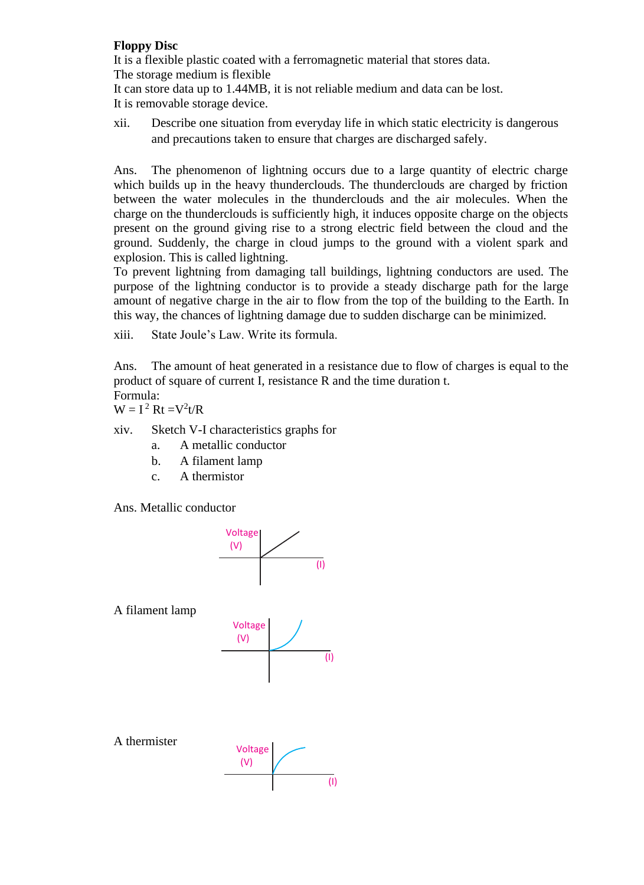**Floppy Disc**

It is a flexible plastic coated with a ferromagnetic material that stores data.
The storage medium is flexible
It can store data up to 1.44MB, it is not reliable medium and data can be lost.
It is removable storage device.

xii. Describe one situation from everyday life in which static electricity is dangerous and precautions taken to ensure that charges are discharged safely.

Ans. The phenomenon of lightning occurs due to a large quantity of electric charge which builds up in the heavy thunderclouds. The thunderclouds are charged by friction between the water molecules in the thunderclouds and the air molecules. When the charge on the thunderclouds is sufficiently high, it induces opposite charge on the objects present on the ground giving rise to a strong electric field between the cloud and the ground. Suddenly, the charge in cloud jumps to the ground with a violent spark and explosion. This is called lightning.
To prevent lightning from damaging tall buildings, lightning conductors are used. The purpose of the lightning conductor is to provide a steady discharge path for the large amount of negative charge in the air to flow from the top of the building to the Earth. In this way, the chances of lightning damage due to sudden discharge can be minimized.

xiii. State Joule's Law. Write its formula.

Ans. The amount of heat generated in a resistance due to flow of charges is equal to the product of square of current I, resistance R and the time duration t.
Formula:
$W = I^2 Rt = V^2t/R$

xiv. Sketch V-I characteristics graphs for
a. A metallic conductor
b. A filament lamp
c. A thermistor

Ans. Metallic conductor

Voltage (V)
(I)

A filament lamp

Voltage (V)
(I)

A thermister

Voltage (V)
(I)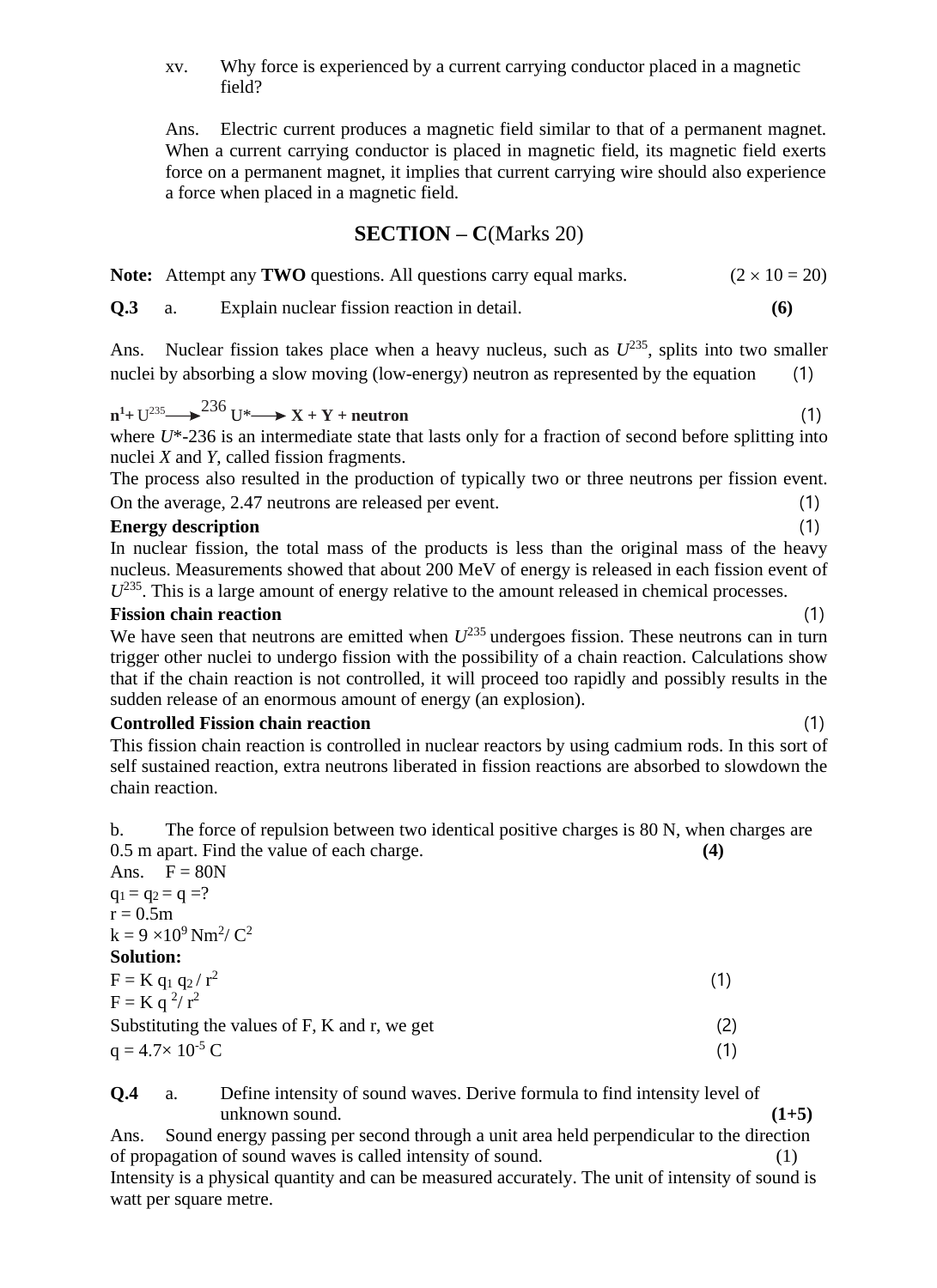xv. Why force is experienced by a current carrying conductor placed in a magnetic field?

Ans. Electric current produces a magnetic field similar to that of a permanent magnet. When a current carrying conductor is placed in magnetic field, its magnetic field exerts force on a permanent magnet, it implies that current carrying wire should also experience a force when placed in a magnetic field.

## SECTION – C(Marks 20)

**Note:** Attempt any **TWO** questions. All questions carry equal marks. (2 × 10 = 20)

**Q.3** a. Explain nuclear fission reaction in detail. **(6)**

Ans. Nuclear fission takes place when a heavy nucleus, such as $U^{235}$, splits into two smaller nuclei by absorbing a slow moving (low-energy) neutron as represented by the equation (1)

$n^1 + U^{235} \longrightarrow {}^{236}U^* \longrightarrow$ **X + Y + neutron** (1)

where $U^*$-236 is an intermediate state that lasts only for a fraction of second before splitting into nuclei $X$ and $Y$, called fission fragments.

The process also resulted in the production of typically two or three neutrons per fission event. On the average, 2.47 neutrons are released per event. (1)

**Energy description** (1)

In nuclear fission, the total mass of the products is less than the original mass of the heavy nucleus. Measurements showed that about 200 MeV of energy is released in each fission event of $U^{235}$. This is a large amount of energy relative to the amount released in chemical processes.

**Fission chain reaction** (1)

We have seen that neutrons are emitted when $U^{235}$ undergoes fission. These neutrons can in turn trigger other nuclei to undergo fission with the possibility of a chain reaction. Calculations show that if the chain reaction is not controlled, it will proceed too rapidly and possibly results in the sudden release of an enormous amount of energy (an explosion).

**Controlled Fission chain reaction** (1)

This fission chain reaction is controlled in nuclear reactors by using cadmium rods. In this sort of self sustained reaction, extra neutrons liberated in fission reactions are absorbed to slowdown the chain reaction.

b. The force of repulsion between two identical positive charges is 80 N, when charges are 0.5 m apart. Find the value of each charge. **(4)**

Ans. F = 80N

$q_1 = q_2 = q = ?$

r = 0.5m

$k = 9 \times 10^9 \ Nm^2/C^2$

**Solution:**

$F = K q_1 q_2 / r^2$ (1)

$F = K q^2 / r^2$

Substituting the values of F, K and r, we get (2)

$q = 4.7 \times 10^{-5}$ C (1)

**Q.4** a. Define intensity of sound waves. Derive formula to find intensity level of unknown sound. **(1+5)**

Ans. Sound energy passing per second through a unit area held perpendicular to the direction of propagation of sound waves is called intensity of sound. (1)

Intensity is a physical quantity and can be measured accurately. The unit of intensity of sound is watt per square metre.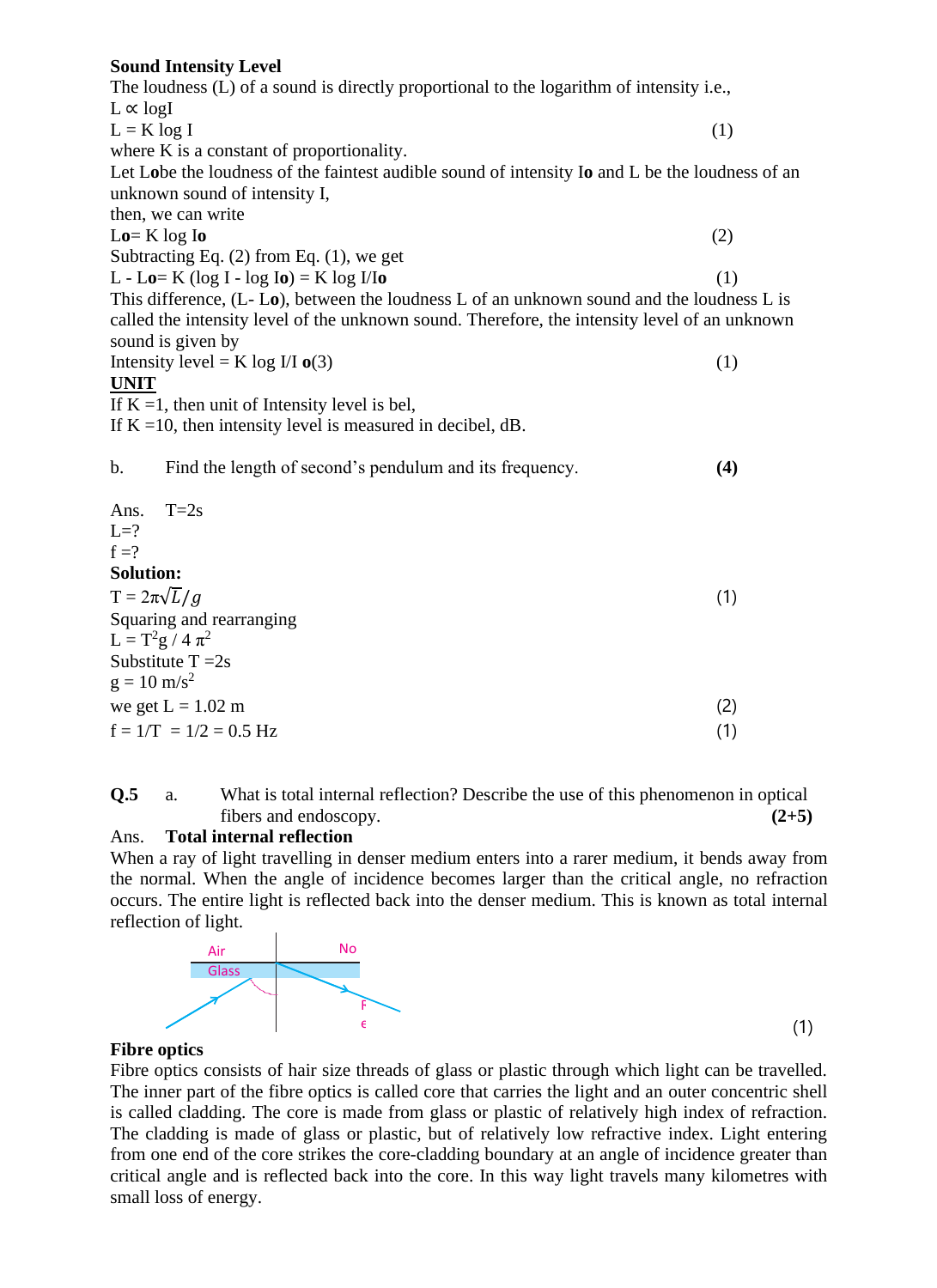**Sound Intensity Level**

The loudness (L) of a sound is directly proportional to the logarithm of intensity i.e.,

$L \propto \log I$

$L = K \log I$ (1)

where K is a constant of proportionality.

Let $L_o$ be the loudness of the faintest audible sound of intensity $I_o$ and L be the loudness of an unknown sound of intensity I,

then, we can write

$L_o = K \log I_o$ (2)

Subtracting Eq. (2) from Eq. (1), we get

$L - L_o = K (\log I - \log I_o) = K \log I/I_o$ (1)

This difference, $(L - L_o)$, between the loudness L of an unknown sound and the loudness L is called the intensity level of the unknown sound. Therefore, the intensity level of an unknown sound is given by

Intensity level = $K \log I/I_o$ (3) (1)

**UNIT**

If K =1, then unit of Intensity level is bel,

If K =10, then intensity level is measured in decibel, dB.

b. Find the length of second's pendulum and its frequency. **(4)**

Ans. T=2s

L=?

f =?

**Solution:**

$T = 2\pi\sqrt{L/g}$ (1)

Squaring and rearranging

$L = T^2 g / 4\pi^2$

Substitute T =2s

$g = 10\ m/s^2$

we get L = 1.02 m (2)

f = 1/T = 1/2 = 0.5 Hz (1)

**Q.5** a. What is total internal reflection? Describe the use of this phenomenon in optical fibers and endoscopy. **(2+5)**

Ans. **Total internal reflection**

When a ray of light travelling in denser medium enters into a rarer medium, it bends away from the normal. When the angle of incidence becomes larger than the critical angle, no refraction occurs. The entire light is reflected back into the denser medium. This is known as total internal reflection of light.

Air No

Glass

(1)

**Fibre optics**

Fibre optics consists of hair size threads of glass or plastic through which light can be travelled. The inner part of the fibre optics is called core that carries the light and an outer concentric shell is called cladding. The core is made from glass or plastic of relatively high index of refraction. The cladding is made of glass or plastic, but of relatively low refractive index. Light entering from one end of the core strikes the core-cladding boundary at an angle of incidence greater than critical angle and is reflected back into the core. In this way light travels many kilometres with small loss of energy.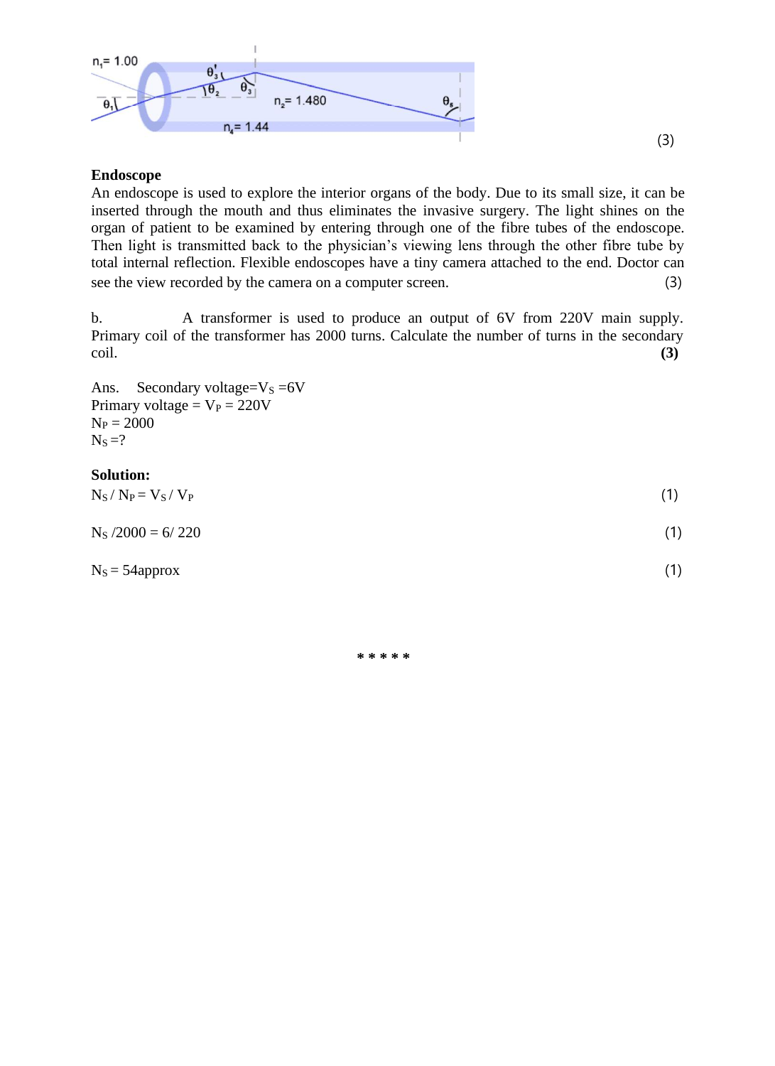$n_1 = 1.00$

$\theta_1$

$\theta_3'$

$\theta_2$

$\theta_3$

$n_2 = 1.480$

$\theta_5$

$n_4 = 1.44$

(3)

**Endoscope**

An endoscope is used to explore the interior organs of the body. Due to its small size, it can be inserted through the mouth and thus eliminates the invasive surgery. The light shines on the organ of patient to be examined by entering through one of the fibre tubes of the endoscope. Then light is transmitted back to the physician's viewing lens through the other fibre tube by total internal reflection. Flexible endoscopes have a tiny camera attached to the end. Doctor can see the view recorded by the camera on a computer screen. (3)

b. A transformer is used to produce an output of 6V from 220V main supply. Primary coil of the transformer has 2000 turns. Calculate the number of turns in the secondary coil. **(3)**

Ans. Secondary voltage = $V_S$ = 6V

Primary voltage = $V_P$ = 220V

$N_P$ = 2000

$N_S$ = ?

**Solution:**

$N_S / N_P = V_S / V_P$ (1)

$N_S / 2000 = 6 / 220$ (1)

$N_S$ = 54approx (1)

\* \* \* \* \*